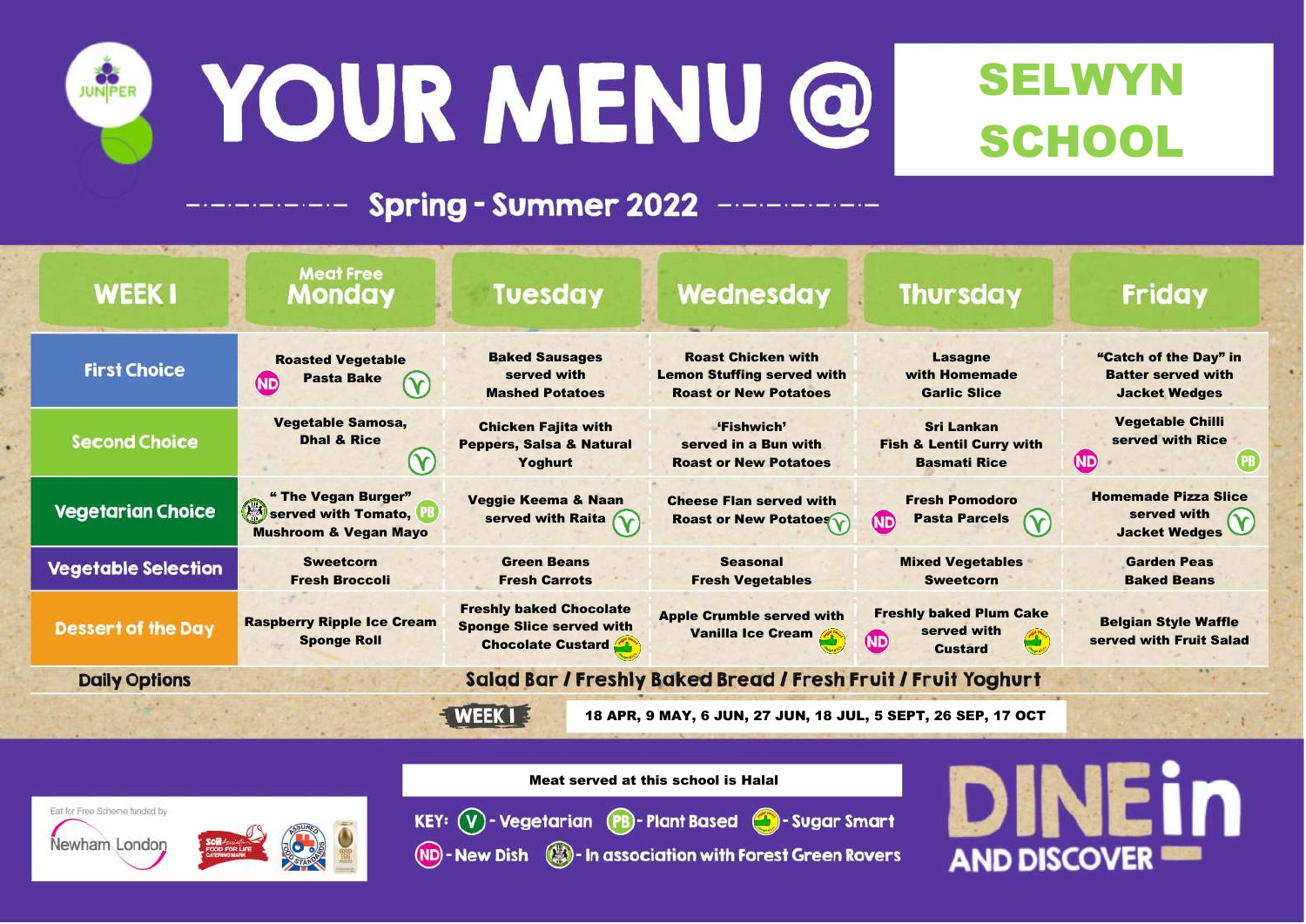# YOUR MENU @ SELWYN SCHOOL

## Spring - Summer 2022

| WEEK 1 | Meat Free Monday | Tuesday | Wednesday | Thursday | Friday |
|---|---|---|---|---|---|
| First Choice | Roasted Vegetable Pasta Bake (ND) (V) | Baked Sausages served with Mashed Potatoes | Roast Chicken with Lemon Stuffing served with Roast or New Potatoes | Lasagne with Homemade Garlic Slice | "Catch of the Day" in Batter served with Jacket Wedges |
| Second Choice | Vegetable Samosa, Dhal & Rice (V) | Chicken Fajita with Peppers, Salsa & Natural Yoghurt | 'Fishwich' served in a Bun with Roast or New Potatoes | Sri Lankan Fish & Lentil Curry with Basmati Rice | Vegetable Chilli served with Rice (ND) (PB) |
| Vegetarian Choice | " The Vegan Burger" served with Tomato, Mushroom & Vegan Mayo (Forest Green Rovers) (PB) | Veggie Keema & Naan served with Raita (V) | Cheese Flan served with Roast or New Potatoes (V) | Fresh Pomodoro Pasta Parcels (ND) (V) | Homemade Pizza Slice served with Jacket Wedges (V) |
| Vegetable Selection | Sweetcorn Fresh Broccoli | Green Beans Fresh Carrots | Seasonal Fresh Vegetables | Mixed Vegetables Sweetcorn | Garden Peas Baked Beans |
| Dessert of the Day | Raspberry Ripple Ice Cream Sponge Roll | Freshly baked Chocolate Sponge Slice served with Chocolate Custard (Sugar Smart) | Apple Crumble served with Vanilla Ice Cream (Sugar Smart) | Freshly baked Plum Cake served with Custard (ND) (Sugar Smart) | Belgian Style Waffle served with Fruit Salad |
| Daily Options | Salad Bar / Freshly Baked Bread / Fresh Fruit / Fruit Yoghurt | | | | |

**WEEK 1** 18 APR, 9 MAY, 6 JUN, 27 JUN, 18 JUL, 5 SEPT, 26 SEP, 17 OCT

Meat served at this school is Halal

KEY: (V) - Vegetarian (PB) - Plant Based (Sugar Smart) - Sugar Smart (ND) - New Dish (Forest Green Rovers) - In association with Forest Green Rovers

Eat for Free Scheme funded by Newham London

DINE in AND DISCOVER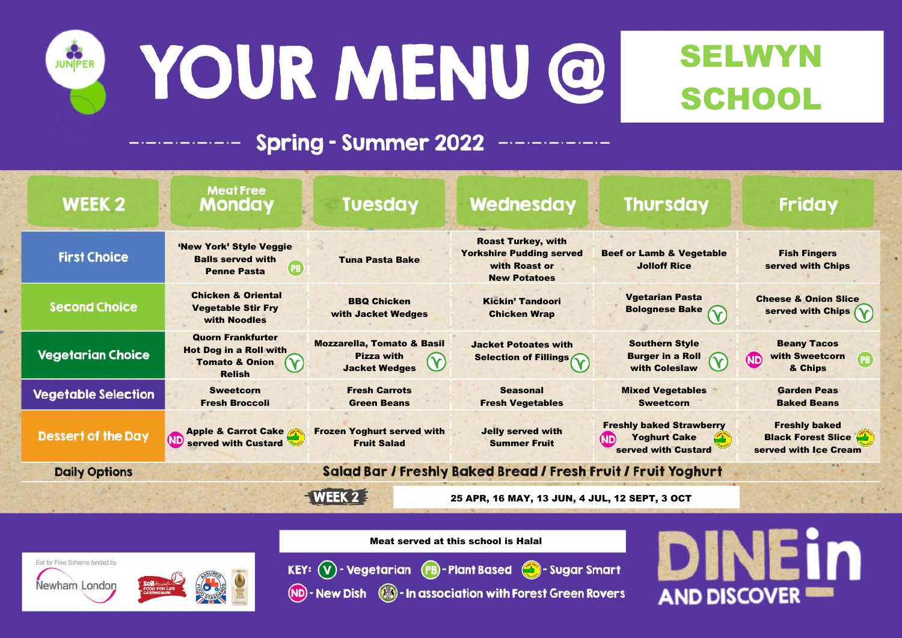# YOUR MENU @ SELWYN SCHOOL

## Spring - Summer 2022

| WEEK 2 | Meat Free Monday | Tuesday | Wednesday | Thursday | Friday |
|---|---|---|---|---|---|
| **First Choice** | 'New York' Style Veggie Balls served with Penne Pasta (PB) | Tuna Pasta Bake | Roast Turkey, with Yorkshire Pudding served with Roast or New Potatoes | Beef or Lamb & Vegetable Jolloff Rice | Fish Fingers served with Chips |
| **Second Choice** | Chicken & Oriental Vegetable Stir Fry with Noodles | BBQ Chicken with Jacket Wedges | Kickin' Tandoori Chicken Wrap | Vgetarian Pasta Bolognese Bake (V) | Cheese & Onion Slice served with Chips (V) |
| **Vegetarian Choice** | Quorn Frankfurter Hot Dog in a Roll with Tomato & Onion Relish (V) | Mozzarella, Tomato & Basil Pizza with Jacket Wedges (V) | Jacket Potoates with Selection of Fillings (V) | Southern Style Burger in a Roll with Coleslaw (V) | (ND) Beany Tacos with Sweetcorn & Chips (PB) |
| **Vegetable Selection** | Sweetcorn Fresh Broccoli | Fresh Carrots Green Beans | Seasonal Fresh Vegetables | Mixed Vegetables Sweetcorn | Garden Peas Baked Beans |
| **Dessert of the Day** | (ND) Apple & Carrot Cake served with Custard (Sugar Smart) | Frozen Yoghurt served with Fruit Salad | Jelly served with Summer Fruit | (ND) Freshly baked Strawberry Yoghurt Cake served with Custard (Sugar Smart) | Freshly baked Black Forest Slice served with Ice Cream (Sugar Smart) |
| **Daily Options** | Salad Bar / Freshly Baked Bread / Fresh Fruit / Fruit Yoghurt | | | | |

**WEEK 2** 25 APR, 16 MAY, 13 JUN, 4 JUL, 12 SEPT, 3 OCT

Meat served at this school is Halal

KEY: (V) - Vegetarian (PB) - Plant Based (Sugar Smart icon) - Sugar Smart (ND) - New Dish (Forest Green Rovers icon) - In association with Forest Green Rovers

Eat for Free Scheme funded by Newham London

DINE in AND DISCOVER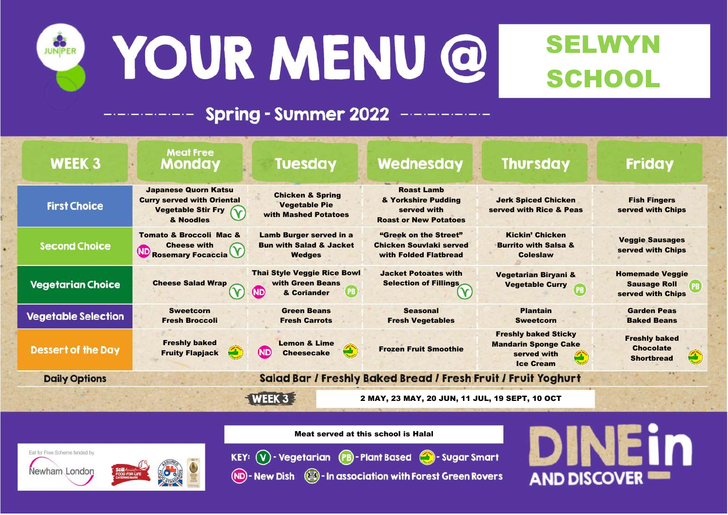# YOUR MENU @ SELWYN SCHOOL

## Spring - Summer 2022

| WEEK 3 | Meat Free Monday | Tuesday | Wednesday | Thursday | Friday |
|---|---|---|---|---|---|
| First Choice | Japanese Quorn Katsu Curry served with Oriental Vegetable Stir Fry & Noodles (V) | Chicken & Spring Vegetable Pie with Mashed Potatoes | Roast Lamb & Yorkshire Pudding served with Roast or New Potatoes | Jerk Spiced Chicken served with Rice & Peas | Fish Fingers served with Chips |
| Second Choice | (ND) Tomato & Broccoli Mac & Cheese with Rosemary Focaccia (V) | Lamb Burger served in a Bun with Salad & Jacket Wedges | "Greek on the Street" Chicken Souvlaki served with Folded Flatbread | Kickin' Chicken Burrito with Salsa & Coleslaw | Veggie Sausages served with Chips |
| Vegetarian Choice | Cheese Salad Wrap (V) | (ND) Thai Style Veggie Rice Bowl with Green Beans & Coriander (PB) | Jacket Potoates with Selection of Fillings (V) | Vegetarian Biryani & Vegetable Curry (PB) | Homemade Veggie Sausage Roll served with Chips (PB) |
| Vegetable Selection | Sweetcorn, Fresh Broccoli | Green Beans, Fresh Carrots | Seasonal Fresh Vegetables | Plantain, Sweetcorn | Garden Peas, Baked Beans |
| Dessert of the Day | Freshly baked Fruity Flapjack (Sugar Smart) | (ND) Lemon & Lime Cheesecake (Sugar Smart) | Frozen Fruit Smoothie | Freshly baked Sticky Mandarin Sponge Cake served with Ice Cream (Sugar Smart) | Freshly baked Chocolate Shortbread (Sugar Smart) |
| Daily Options | Salad Bar / Freshly Baked Bread / Fresh Fruit / Fruit Yoghurt | | | | |

WEEK 3: 2 MAY, 23 MAY, 20 JUN, 11 JUL, 19 SEPT, 10 OCT

Eat for Free Scheme funded by Newham London

Meat served at this school is Halal

KEY: (V) - Vegetarian (PB) - Plant Based (Sugar Smart icon) - Sugar Smart (ND) - New Dish (Forest Green Rovers icon) - In association with Forest Green Rovers

DINE in AND DISCOVER